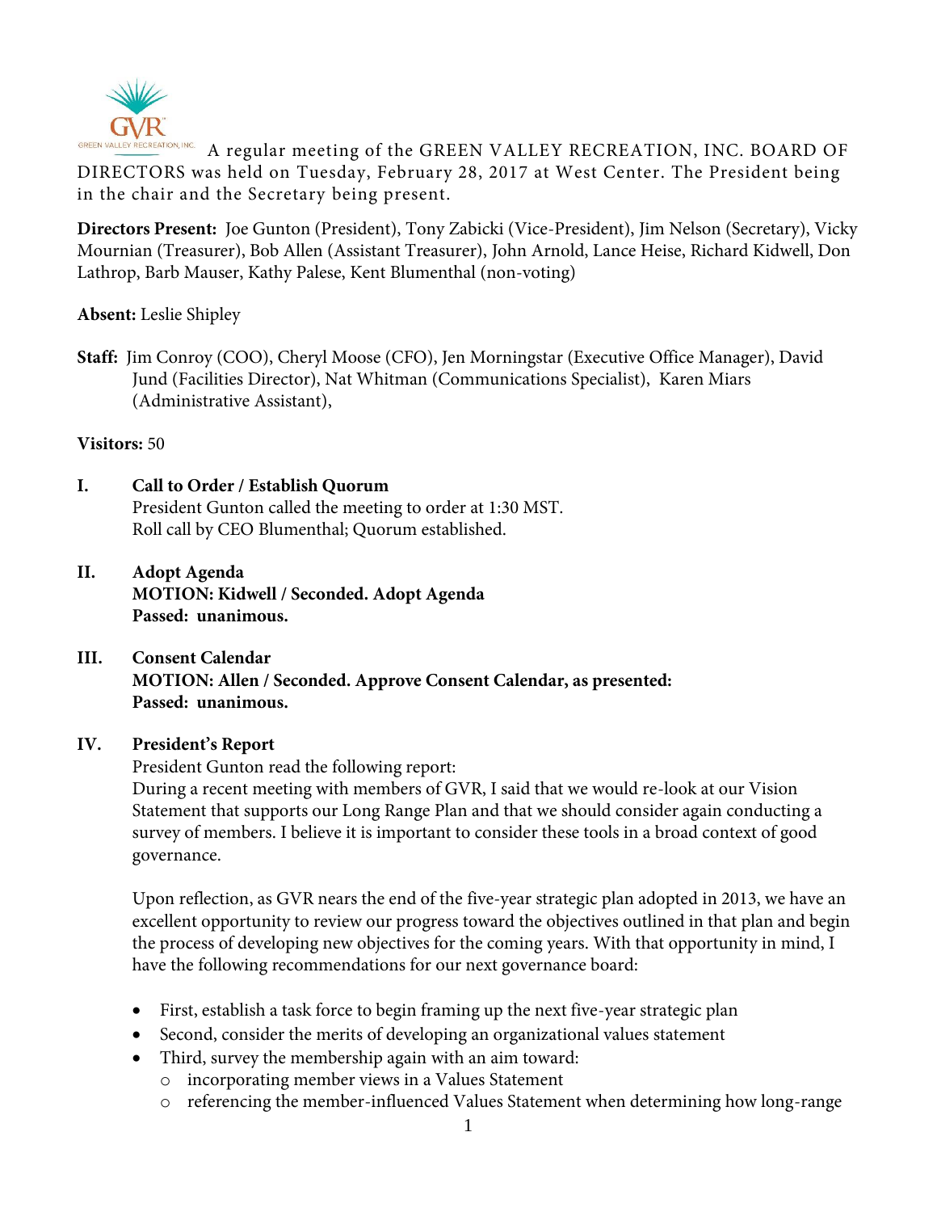A regular meeting of the GREEN VALLEY RECREATION, INC. BOARD OF DIRECTORS was held on Tuesday, February 28, 2017 at West Center. The President being in the chair and the Secretary being present.

**Directors Present:** Joe Gunton (President), Tony Zabicki (Vice-President), Jim Nelson (Secretary), Vicky Mournian (Treasurer), Bob Allen (Assistant Treasurer), John Arnold, Lance Heise, Richard Kidwell, Don Lathrop, Barb Mauser, Kathy Palese, Kent Blumenthal (non-voting)

**Absent:** Leslie Shipley

**Staff:** Jim Conroy (COO), Cheryl Moose (CFO), Jen Morningstar (Executive Office Manager), David Jund (Facilities Director), Nat Whitman (Communications Specialist), Karen Miars (Administrative Assistant),

**Visitors:** 50

**I. Call to Order / Establish Quorum**

President Gunton called the meeting to order at 1:30 MST.
Roll call by CEO Blumenthal; Quorum established.

**II. Adopt Agenda**

**MOTION: Kidwell / Seconded. Adopt Agenda**
**Passed: unanimous.**

**III. Consent Calendar**

**MOTION: Allen / Seconded. Approve Consent Calendar, as presented:**
**Passed: unanimous.**

**IV. President's Report**

President Gunton read the following report:
During a recent meeting with members of GVR, I said that we would re-look at our Vision Statement that supports our Long Range Plan and that we should consider again conducting a survey of members. I believe it is important to consider these tools in a broad context of good governance.

Upon reflection, as GVR nears the end of the five-year strategic plan adopted in 2013, we have an excellent opportunity to review our progress toward the objectives outlined in that plan and begin the process of developing new objectives for the coming years. With that opportunity in mind, I have the following recommendations for our next governance board:

- First, establish a task force to begin framing up the next five-year strategic plan
- Second, consider the merits of developing an organizational values statement
- Third, survey the membership again with an aim toward:
  - incorporating member views in a Values Statement
  - referencing the member-influenced Values Statement when determining how long-range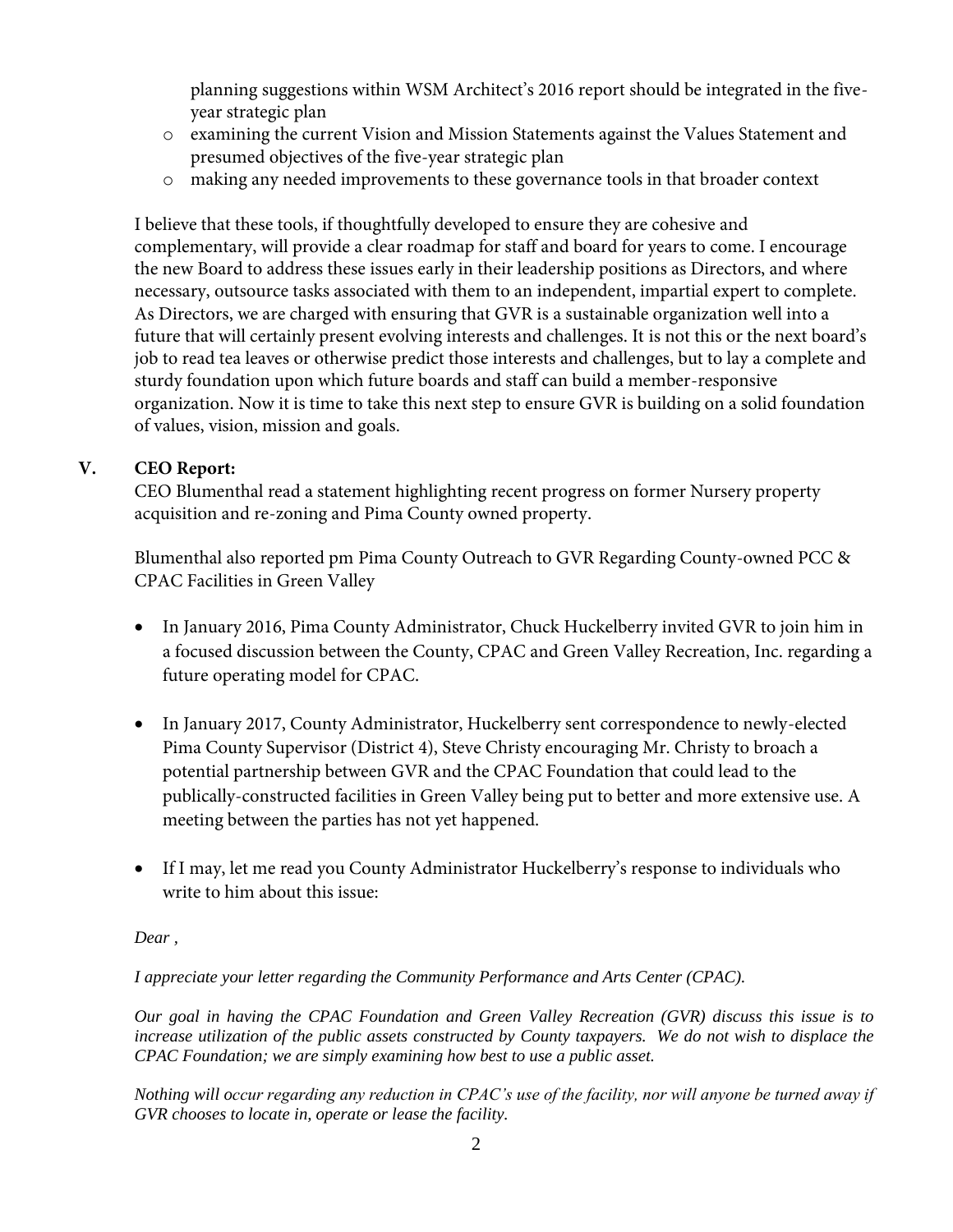planning suggestions within WSM Architect's 2016 report should be integrated in the five-year strategic plan

- examining the current Vision and Mission Statements against the Values Statement and presumed objectives of the five-year strategic plan
- making any needed improvements to these governance tools in that broader context

I believe that these tools, if thoughtfully developed to ensure they are cohesive and complementary, will provide a clear roadmap for staff and board for years to come. I encourage the new Board to address these issues early in their leadership positions as Directors, and where necessary, outsource tasks associated with them to an independent, impartial expert to complete. As Directors, we are charged with ensuring that GVR is a sustainable organization well into a future that will certainly present evolving interests and challenges. It is not this or the next board's job to read tea leaves or otherwise predict those interests and challenges, but to lay a complete and sturdy foundation upon which future boards and staff can build a member-responsive organization. Now it is time to take this next step to ensure GVR is building on a solid foundation of values, vision, mission and goals.

## V. CEO Report:

CEO Blumenthal read a statement highlighting recent progress on former Nursery property acquisition and re-zoning and Pima County owned property.

Blumenthal also reported pm Pima County Outreach to GVR Regarding County-owned PCC & CPAC Facilities in Green Valley

- In January 2016, Pima County Administrator, Chuck Huckelberry invited GVR to join him in a focused discussion between the County, CPAC and Green Valley Recreation, Inc. regarding a future operating model for CPAC.

- In January 2017, County Administrator, Huckelberry sent correspondence to newly-elected Pima County Supervisor (District 4), Steve Christy encouraging Mr. Christy to broach a potential partnership between GVR and the CPAC Foundation that could lead to the publically-constructed facilities in Green Valley being put to better and more extensive use. A meeting between the parties has not yet happened.

- If I may, let me read you County Administrator Huckelberry's response to individuals who write to him about this issue:

*Dear ,*

*I appreciate your letter regarding the Community Performance and Arts Center (CPAC).*

*Our goal in having the CPAC Foundation and Green Valley Recreation (GVR) discuss this issue is to increase utilization of the public assets constructed by County taxpayers. We do not wish to displace the CPAC Foundation; we are simply examining how best to use a public asset.*

*Nothing will occur regarding any reduction in CPAC's use of the facility, nor will anyone be turned away if GVR chooses to locate in, operate or lease the facility.*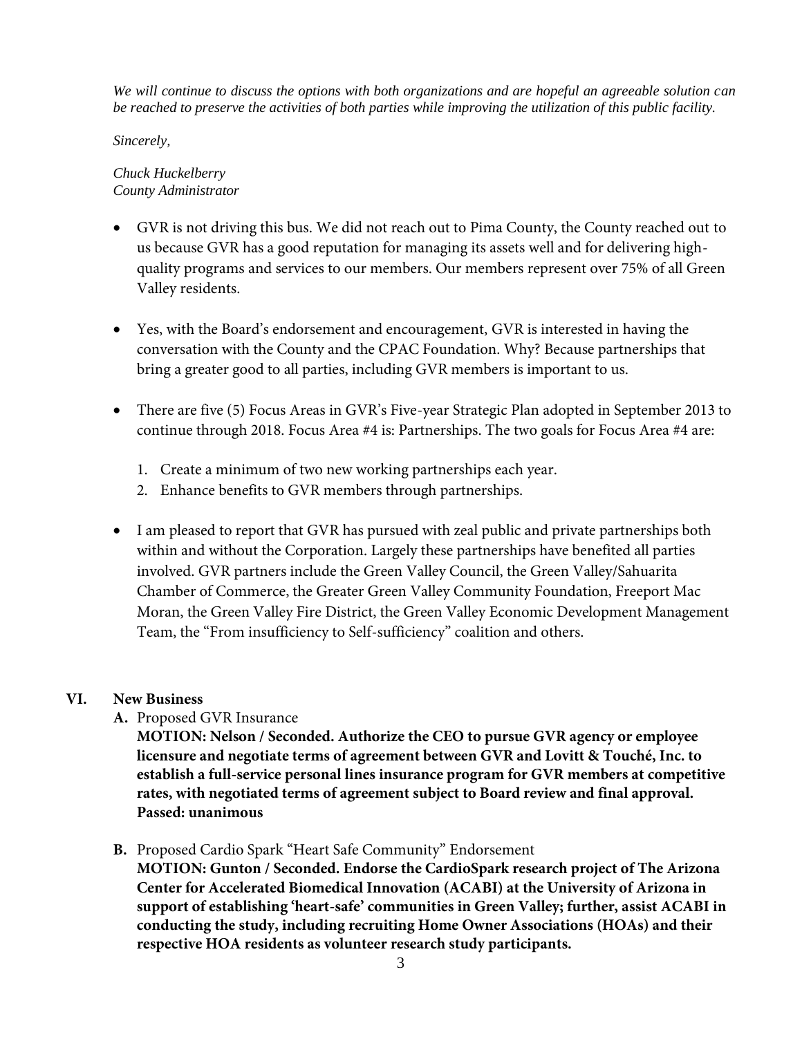*We will continue to discuss the options with both organizations and are hopeful an agreeable solution can be reached to preserve the activities of both parties while improving the utilization of this public facility.*

*Sincerely,*

*Chuck Huckelberry*
*County Administrator*

- GVR is not driving this bus. We did not reach out to Pima County, the County reached out to us because GVR has a good reputation for managing its assets well and for delivering high-quality programs and services to our members. Our members represent over 75% of all Green Valley residents.

- Yes, with the Board's endorsement and encouragement, GVR is interested in having the conversation with the County and the CPAC Foundation. Why? Because partnerships that bring a greater good to all parties, including GVR members is important to us.

- There are five (5) Focus Areas in GVR's Five-year Strategic Plan adopted in September 2013 to continue through 2018. Focus Area #4 is: Partnerships. The two goals for Focus Area #4 are:

  1. Create a minimum of two new working partnerships each year.
  2. Enhance benefits to GVR members through partnerships.

- I am pleased to report that GVR has pursued with zeal public and private partnerships both within and without the Corporation. Largely these partnerships have benefited all parties involved. GVR partners include the Green Valley Council, the Green Valley/Sahuarita Chamber of Commerce, the Greater Green Valley Community Foundation, Freeport Mac Moran, the Green Valley Fire District, the Green Valley Economic Development Management Team, the "From insufficiency to Self-sufficiency" coalition and others.

## VI. New Business

**A.** Proposed GVR Insurance

**MOTION: Nelson / Seconded. Authorize the CEO to pursue GVR agency or employee licensure and negotiate terms of agreement between GVR and Lovitt & Touché, Inc. to establish a full-service personal lines insurance program for GVR members at competitive rates, with negotiated terms of agreement subject to Board review and final approval. Passed: unanimous**

**B.** Proposed Cardio Spark "Heart Safe Community" Endorsement

**MOTION: Gunton / Seconded. Endorse the CardioSpark research project of The Arizona Center for Accelerated Biomedical Innovation (ACABI) at the University of Arizona in support of establishing 'heart-safe' communities in Green Valley; further, assist ACABI in conducting the study, including recruiting Home Owner Associations (HOAs) and their respective HOA residents as volunteer research study participants.**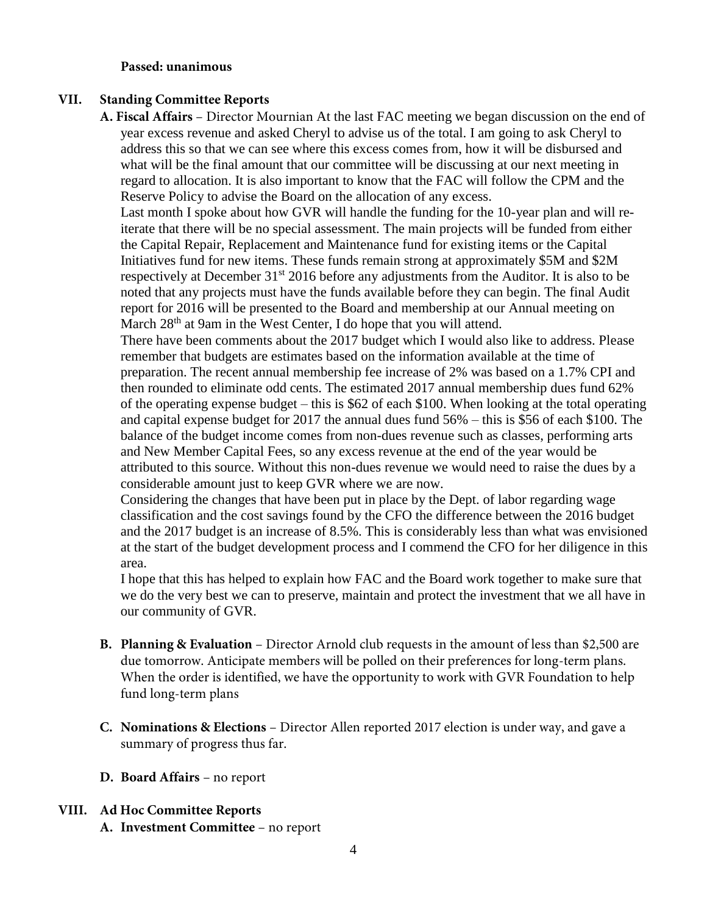**Passed: unanimous**

## VII. Standing Committee Reports

**A. Fiscal Affairs** – Director Mournian At the last FAC meeting we began discussion on the end of year excess revenue and asked Cheryl to advise us of the total. I am going to ask Cheryl to address this so that we can see where this excess comes from, how it will be disbursed and what will be the final amount that our committee will be discussing at our next meeting in regard to allocation. It is also important to know that the FAC will follow the CPM and the Reserve Policy to advise the Board on the allocation of any excess.

Last month I spoke about how GVR will handle the funding for the 10-year plan and will re-iterate that there will be no special assessment. The main projects will be funded from either the Capital Repair, Replacement and Maintenance fund for existing items or the Capital Initiatives fund for new items. These funds remain strong at approximately \$5M and \$2M respectively at December 31st 2016 before any adjustments from the Auditor. It is also to be noted that any projects must have the funds available before they can begin. The final Audit report for 2016 will be presented to the Board and membership at our Annual meeting on March 28th at 9am in the West Center, I do hope that you will attend.

There have been comments about the 2017 budget which I would also like to address. Please remember that budgets are estimates based on the information available at the time of preparation. The recent annual membership fee increase of 2% was based on a 1.7% CPI and then rounded to eliminate odd cents. The estimated 2017 annual membership dues fund 62% of the operating expense budget – this is \$62 of each \$100. When looking at the total operating and capital expense budget for 2017 the annual dues fund 56% – this is \$56 of each \$100. The balance of the budget income comes from non-dues revenue such as classes, performing arts and New Member Capital Fees, so any excess revenue at the end of the year would be attributed to this source. Without this non-dues revenue we would need to raise the dues by a considerable amount just to keep GVR where we are now.

Considering the changes that have been put in place by the Dept. of labor regarding wage classification and the cost savings found by the CFO the difference between the 2016 budget and the 2017 budget is an increase of 8.5%. This is considerably less than what was envisioned at the start of the budget development process and I commend the CFO for her diligence in this area.

I hope that this has helped to explain how FAC and the Board work together to make sure that we do the very best we can to preserve, maintain and protect the investment that we all have in our community of GVR.

**B. Planning & Evaluation** – Director Arnold club requests in the amount of less than \$2,500 are due tomorrow. Anticipate members will be polled on their preferences for long-term plans. When the order is identified, we have the opportunity to work with GVR Foundation to help fund long-term plans

**C. Nominations & Elections** – Director Allen reported 2017 election is under way, and gave a summary of progress thus far.

**D. Board Affairs** – no report

## VIII. Ad Hoc Committee Reports

**A. Investment Committee** – no report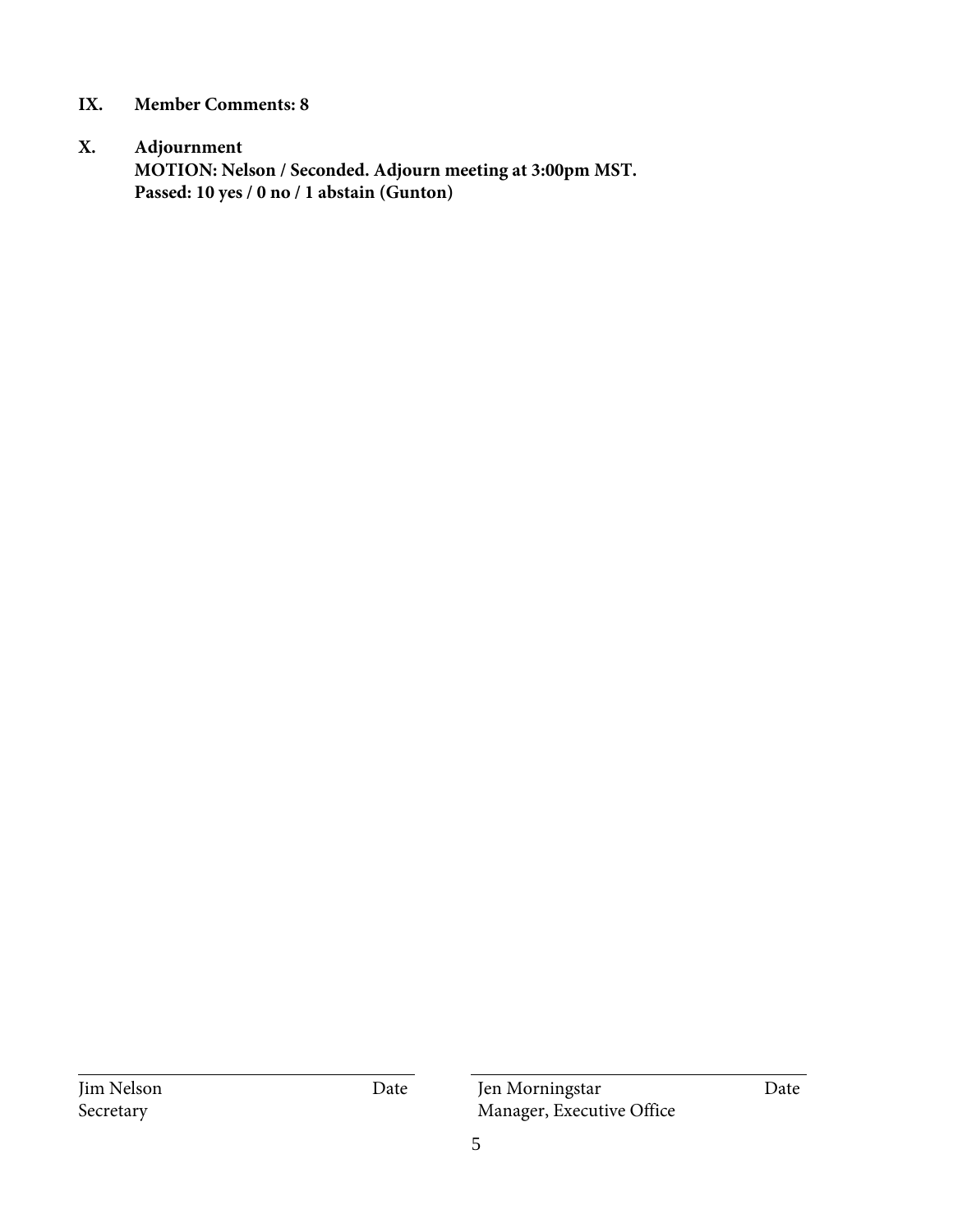**IX. Member Comments: 8**

**X. Adjournment**

**MOTION: Nelson / Seconded. Adjourn meeting at 3:00pm MST.**
**Passed: 10 yes / 0 no / 1 abstain (Gunton)**

\_\_\_\_\_\_\_\_\_\_\_\_\_\_\_\_\_\_\_\_\_\_\_\_\_\_\_\_\_\_\_\_\_\_\_\_\_
Jim Nelson                    Date
Secretary

\_\_\_\_\_\_\_\_\_\_\_\_\_\_\_\_\_\_\_\_\_\_\_\_\_\_\_\_\_\_\_\_\_\_\_\_\_
Jen Morningstar                    Date
Manager, Executive Office